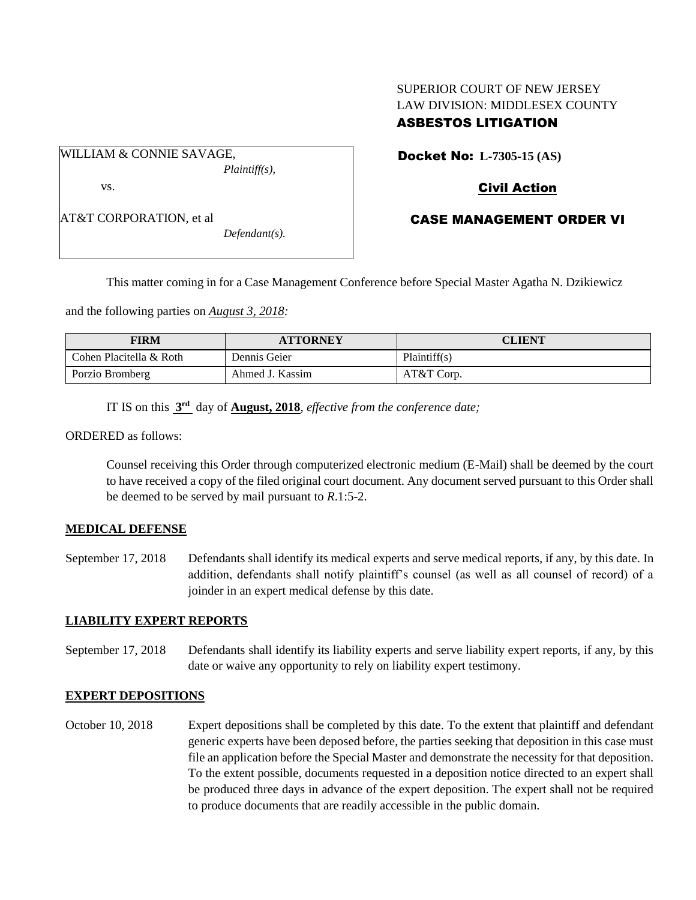SUPERIOR COURT OF NEW JERSEY
LAW DIVISION: MIDDLESEX COUNTY
**ASBESTOS LITIGATION**

WILLIAM & CONNIE SAVAGE,
*Plaintiff(s),*

vs.

AT&T CORPORATION, et al
*Defendant(s).*

**Docket No: L-7305-15 (AS)**

**Civil Action**

**CASE MANAGEMENT ORDER VI**

This matter coming in for a Case Management Conference before Special Master Agatha N. Dzikiewicz and the following parties on *August 3, 2018:*

| FIRM | ATTORNEY | CLIENT |
|---|---|---|
| Cohen Placitella & Roth | Dennis Geier | Plaintiff(s) |
| Porzio Bromberg | Ahmed J. Kassim | AT&T Corp. |

IT IS on this **3rd** day of **August, 2018**, *effective from the conference date;*

ORDERED as follows:

Counsel receiving this Order through computerized electronic medium (E-Mail) shall be deemed by the court to have received a copy of the filed original court document. Any document served pursuant to this Order shall be deemed to be served by mail pursuant to *R*.1:5-2.

**MEDICAL DEFENSE**

September 17, 2018 Defendants shall identify its medical experts and serve medical reports, if any, by this date. In addition, defendants shall notify plaintiff's counsel (as well as all counsel of record) of a joinder in an expert medical defense by this date.

**LIABILITY EXPERT REPORTS**

September 17, 2018 Defendants shall identify its liability experts and serve liability expert reports, if any, by this date or waive any opportunity to rely on liability expert testimony.

**EXPERT DEPOSITIONS**

October 10, 2018 Expert depositions shall be completed by this date. To the extent that plaintiff and defendant generic experts have been deposed before, the parties seeking that deposition in this case must file an application before the Special Master and demonstrate the necessity for that deposition. To the extent possible, documents requested in a deposition notice directed to an expert shall be produced three days in advance of the expert deposition. The expert shall not be required to produce documents that are readily accessible in the public domain.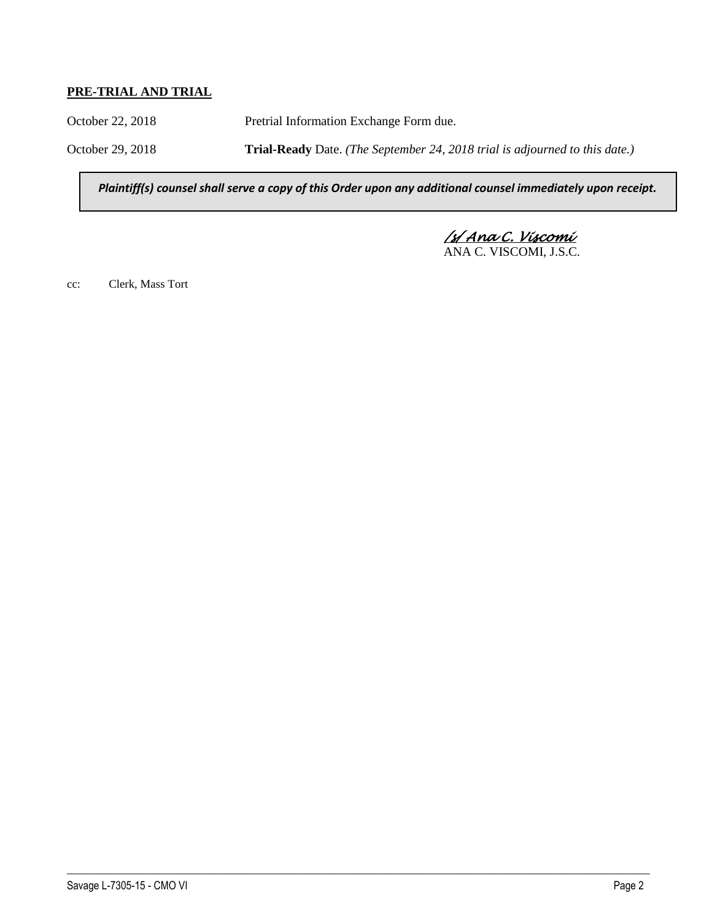**PRE-TRIAL AND TRIAL**

| | |
|---|---|
| October 22, 2018 | Pretrial Information Exchange Form due. |
| October 29, 2018 | **Trial-Ready** Date. *(The September 24, 2018 trial is adjourned to this date.)* |

***Plaintiff(s) counsel shall serve a copy of this Order upon any additional counsel immediately upon receipt.***

/s/ Ana C. Viscomi
ANA C. VISCOMI, J.S.C.

cc: Clerk, Mass Tort